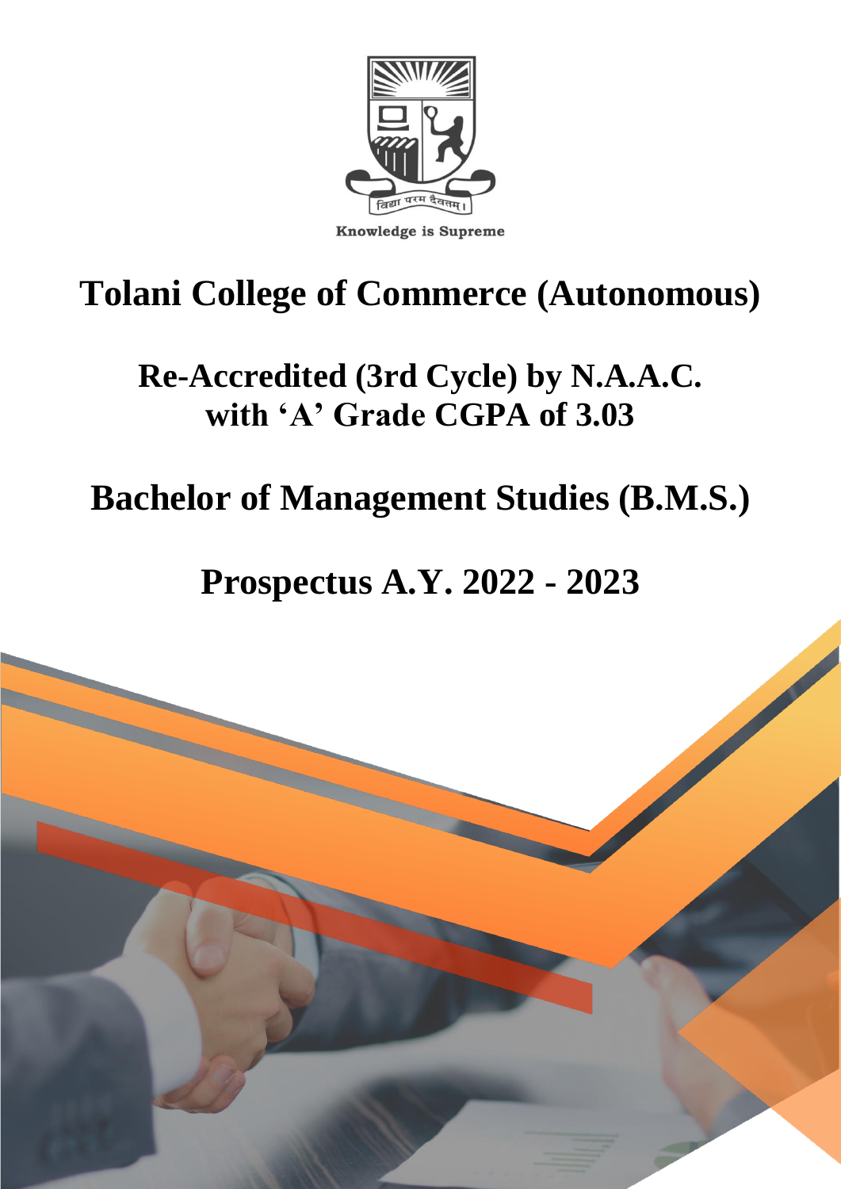विद्या परम दैवतम्।

Knowledge is Supreme

# Tolani College of Commerce (Autonomous)

## Re-Accredited (3rd Cycle) by N.A.A.C. with 'A' Grade CGPA of 3.03

# Bachelor of Management Studies (B.M.S.)

# Prospectus A.Y. 2022 - 2023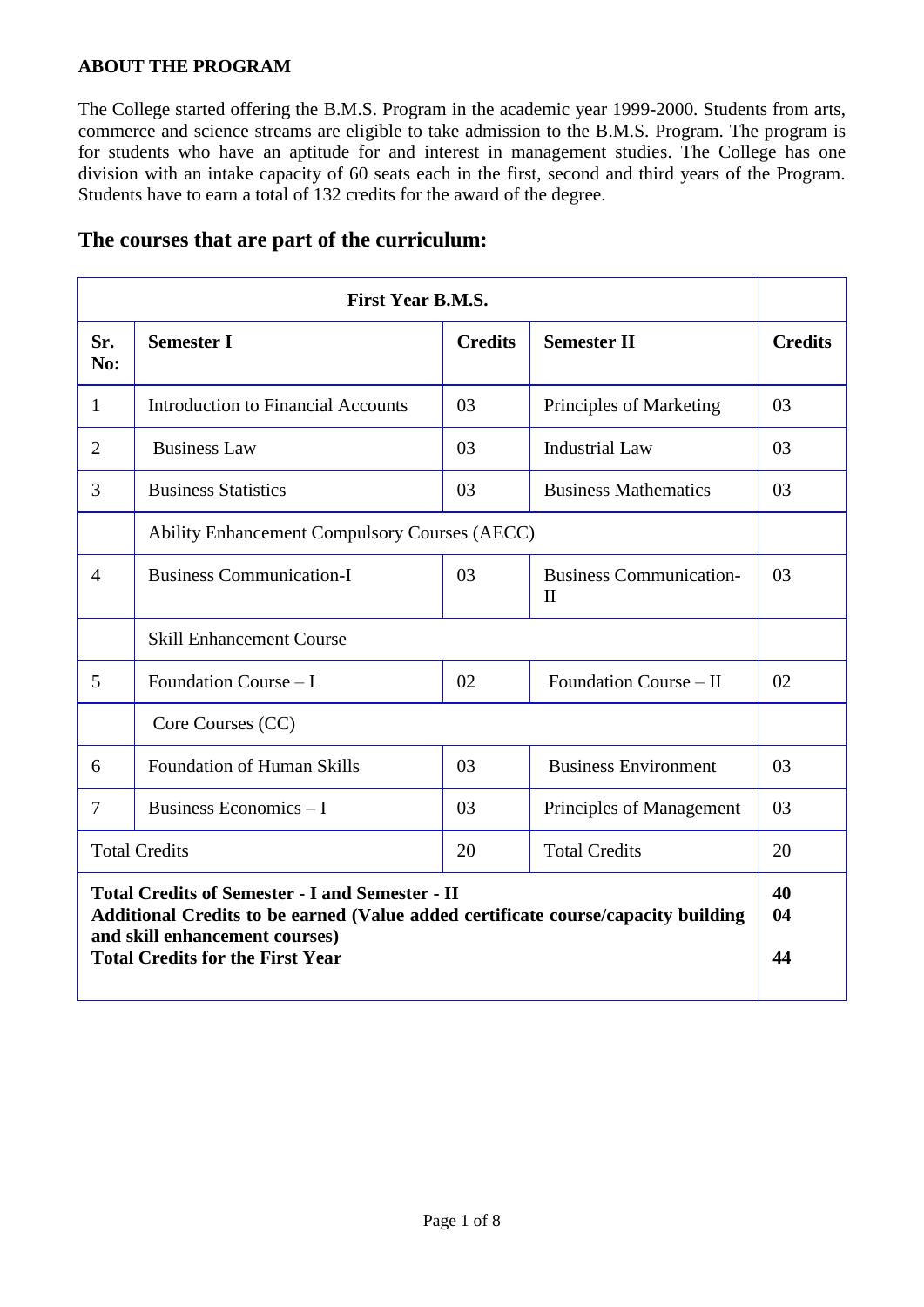**ABOUT THE PROGRAM**

The College started offering the B.M.S. Program in the academic year 1999-2000. Students from arts, commerce and science streams are eligible to take admission to the B.M.S. Program. The program is for students who have an aptitude for and interest in management studies. The College has one division with an intake capacity of 60 seats each in the first, second and third years of the Program. Students have to earn a total of 132 credits for the award of the degree.

## The courses that are part of the curriculum:

| First Year B.M.S. | | | | |
|---|---|---|---|---|
| **Sr. No:** | **Semester I** | **Credits** | **Semester II** | **Credits** |
| 1 | Introduction to Financial Accounts | 03 | Principles of Marketing | 03 |
| 2 | Business Law | 03 | Industrial Law | 03 |
| 3 | Business Statistics | 03 | Business Mathematics | 03 |
| | Ability Enhancement Compulsory Courses (AECC) | | | |
| 4 | Business Communication-I | 03 | Business Communication-II | 03 |
| | Skill Enhancement Course | | | |
| 5 | Foundation Course – I | 02 | Foundation Course – II | 02 |
| | Core Courses (CC) | | | |
| 6 | Foundation of Human Skills | 03 | Business Environment | 03 |
| 7 | Business Economics – I | 03 | Principles of Management | 03 |
| Total Credits | | 20 | Total Credits | 20 |
| **Total Credits of Semester - I and Semester - II** | | | | **40** |
| **Additional Credits to be earned (Value added certificate course/capacity building and skill enhancement courses)** | | | | **04** |
| **Total Credits for the First Year** | | | | **44** |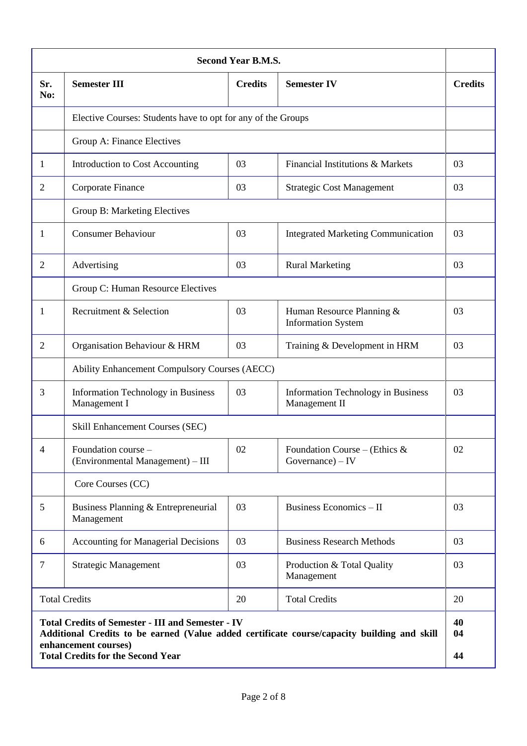| Sr. No: | Semester III | Credits | Semester IV | Credits |
|---|---|---|---|---|
| | **Second Year B.M.S.** | | | |
| | Elective Courses: Students have to opt for any of the Groups | | | |
| | Group A: Finance Electives | | | |
| 1 | Introduction to Cost Accounting | 03 | Financial Institutions & Markets | 03 |
| 2 | Corporate Finance | 03 | Strategic Cost Management | 03 |
| | Group B: Marketing Electives | | | |
| 1 | Consumer Behaviour | 03 | Integrated Marketing Communication | 03 |
| 2 | Advertising | 03 | Rural Marketing | 03 |
| | Group C: Human Resource Electives | | | |
| 1 | Recruitment & Selection | 03 | Human Resource Planning & Information System | 03 |
| 2 | Organisation Behaviour & HRM | 03 | Training & Development in HRM | 03 |
| | Ability Enhancement Compulsory Courses (AECC) | | | |
| 3 | Information Technology in Business Management I | 03 | Information Technology in Business Management II | 03 |
| | Skill Enhancement Courses (SEC) | | | |
| 4 | Foundation course – (Environmental Management) – III | 02 | Foundation Course – (Ethics & Governance) – IV | 02 |
| | Core Courses (CC) | | | |
| 5 | Business Planning & Entrepreneurial Management | 03 | Business Economics – II | 03 |
| 6 | Accounting for Managerial Decisions | 03 | Business Research Methods | 03 |
| 7 | Strategic Management | 03 | Production & Total Quality Management | 03 |
| Total Credits | | 20 | Total Credits | 20 |
| **Total Credits of Semester - III and Semester - IV** | | | | **40** |
| **Additional Credits to be earned (Value added certificate course/capacity building and skill enhancement courses)** | | | | **04** |
| **Total Credits for the Second Year** | | | | **44** |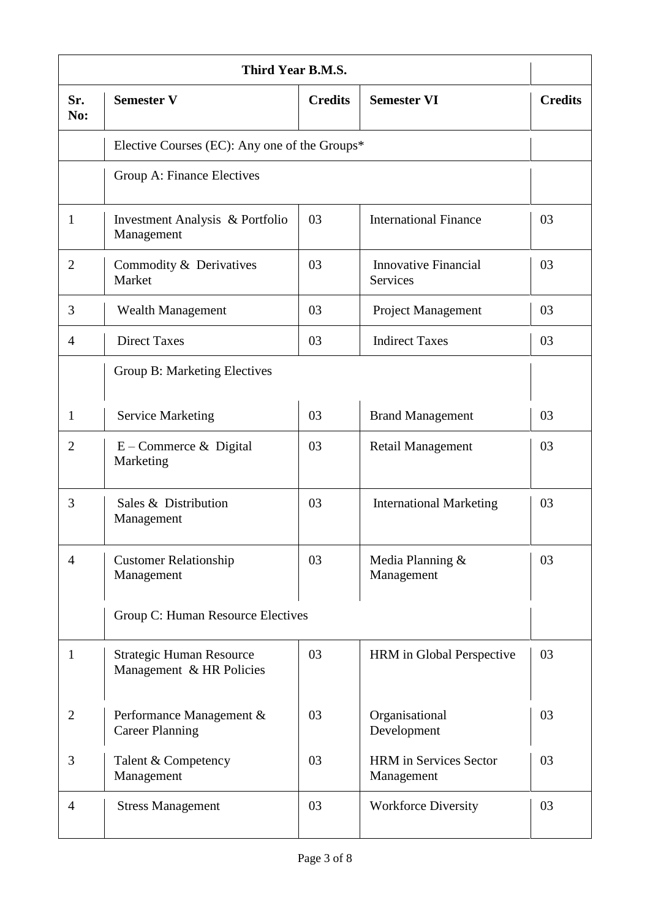| Third Year B.M.S. | | | | |
|---|---|---|---|---|
| **Sr. No:** | **Semester V** | **Credits** | **Semester VI** | **Credits** |
| | Elective Courses (EC): Any one of the Groups* | | | |
| | Group A: Finance Electives | | | |
| 1 | Investment Analysis & Portfolio Management | 03 | International Finance | 03 |
| 2 | Commodity & Derivatives Market | 03 | Innovative Financial Services | 03 |
| 3 | Wealth Management | 03 | Project Management | 03 |
| 4 | Direct Taxes | 03 | Indirect Taxes | 03 |
| | Group B: Marketing Electives | | | |
| 1 | Service Marketing | 03 | Brand Management | 03 |
| 2 | E – Commerce & Digital Marketing | 03 | Retail Management | 03 |
| 3 | Sales & Distribution Management | 03 | International Marketing | 03 |
| 4 | Customer Relationship Management | 03 | Media Planning & Management | 03 |
| | Group C: Human Resource Electives | | | |
| 1 | Strategic Human Resource Management & HR Policies | 03 | HRM in Global Perspective | 03 |
| 2 | Performance Management & Career Planning | 03 | Organisational Development | 03 |
| 3 | Talent & Competency Management | 03 | HRM in Services Sector Management | 03 |
| 4 | Stress Management | 03 | Workforce Diversity | 03 |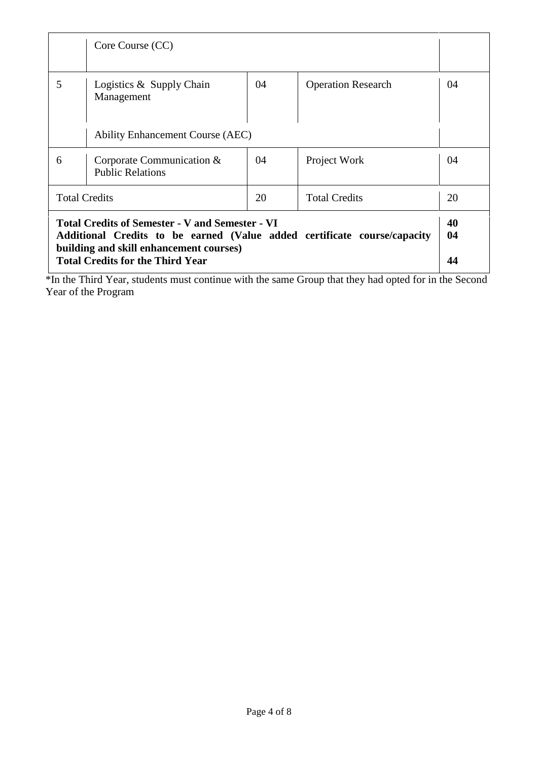| | | | | |
|---|---|---|---|---|
| | Core Course (CC) | | | |
| 5 | Logistics & Supply Chain Management | 04 | Operation Research | 04 |
| | Ability Enhancement Course (AEC) | | | |
| 6 | Corporate Communication & Public Relations | 04 | Project Work | 04 |
| Total Credits | | 20 | Total Credits | 20 |
| **Total Credits of Semester - V and Semester - VI** | | | | **40** |
| **Additional Credits to be earned (Value added certificate course/capacity building and skill enhancement courses)** | | | | **04** |
| **Total Credits for the Third Year** | | | | **44** |

*In the Third Year, students must continue with the same Group that they had opted for in the Second Year of the Program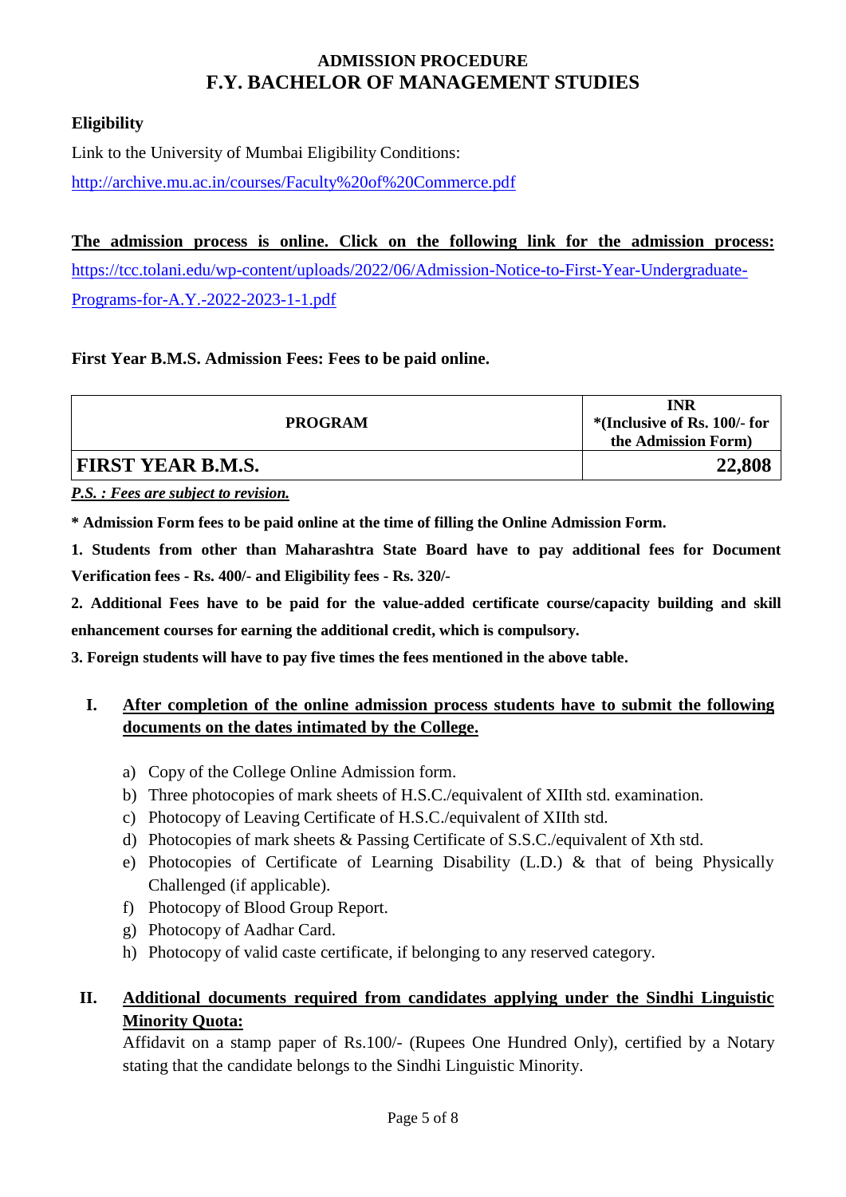# ADMISSION PROCEDURE
## F.Y. BACHELOR OF MANAGEMENT STUDIES

**Eligibility**

Link to the University of Mumbai Eligibility Conditions:

http://archive.mu.ac.in/courses/Faculty%20of%20Commerce.pdf

**The admission process is online. Click on the following link for the admission process:** https://tcc.tolani.edu/wp-content/uploads/2022/06/Admission-Notice-to-First-Year-Undergraduate-Programs-for-A.Y.-2022-2023-1-1.pdf

**First Year B.M.S. Admission Fees: Fees to be paid online.**

| PROGRAM | INR *(Inclusive of Rs. 100/- for the Admission Form) |
|---|---|
| **FIRST YEAR B.M.S.** | **22,808** |

***P.S. : Fees are subject to revision.***

**\* Admission Form fees to be paid online at the time of filling the Online Admission Form.**

**1. Students from other than Maharashtra State Board have to pay additional fees for Document Verification fees - Rs. 400/- and Eligibility fees - Rs. 320/-**

**2. Additional Fees have to be paid for the value-added certificate course/capacity building and skill enhancement courses for earning the additional credit, which is compulsory.**

**3. Foreign students will have to pay five times the fees mentioned in the above table.**

**I. After completion of the online admission process students have to submit the following documents on the dates intimated by the College.**

a) Copy of the College Online Admission form.
b) Three photocopies of mark sheets of H.S.C./equivalent of XIIth std. examination.
c) Photocopy of Leaving Certificate of H.S.C./equivalent of XIIth std.
d) Photocopies of mark sheets & Passing Certificate of S.S.C./equivalent of Xth std.
e) Photocopies of Certificate of Learning Disability (L.D.) & that of being Physically Challenged (if applicable).
f) Photocopy of Blood Group Report.
g) Photocopy of Aadhar Card.
h) Photocopy of valid caste certificate, if belonging to any reserved category.

**II. Additional documents required from candidates applying under the Sindhi Linguistic Minority Quota:**

Affidavit on a stamp paper of Rs.100/- (Rupees One Hundred Only), certified by a Notary stating that the candidate belongs to the Sindhi Linguistic Minority.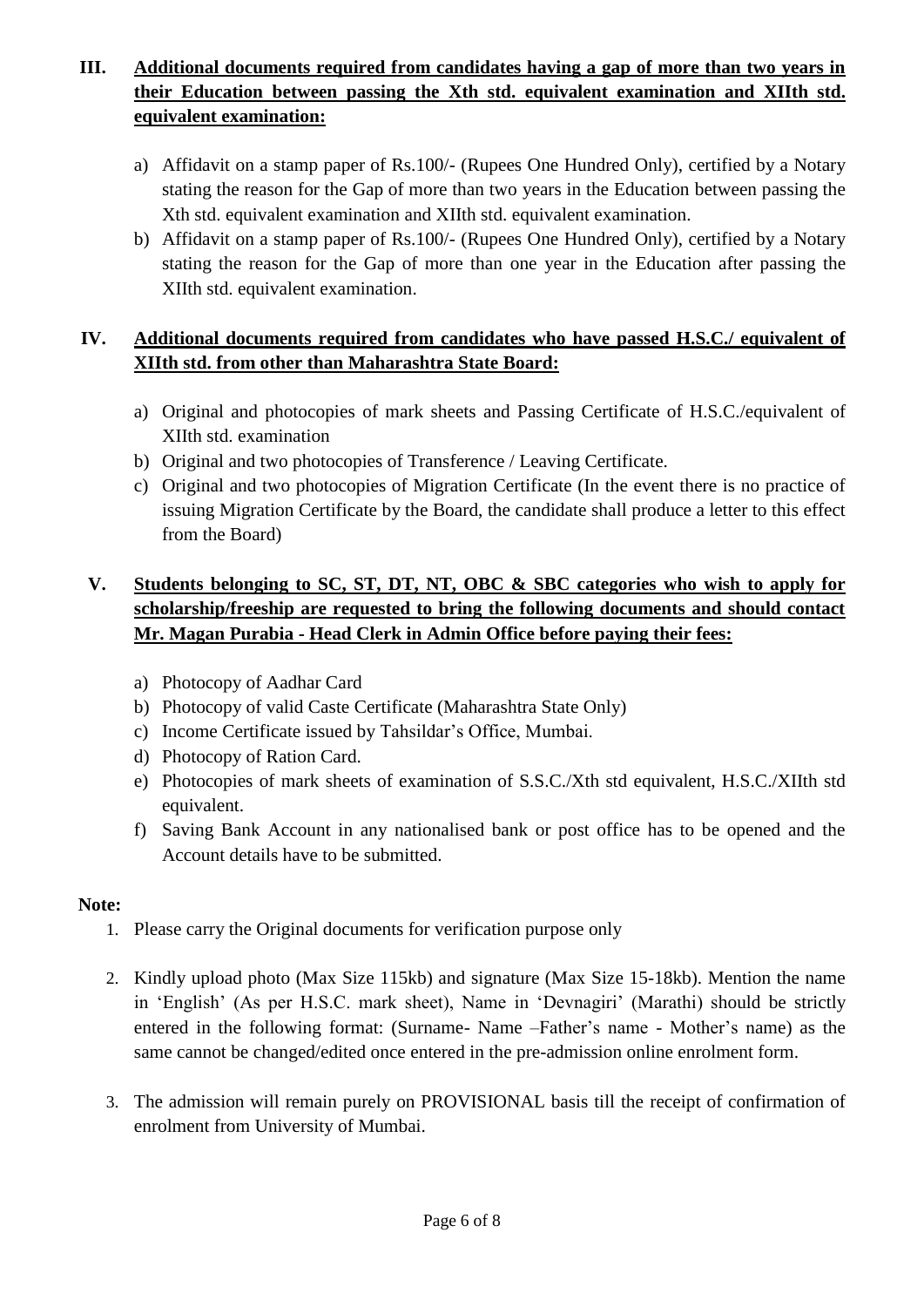**III. Additional documents required from candidates having a gap of more than two years in their Education between passing the Xth std. equivalent examination and XIIth std. equivalent examination:**

a) Affidavit on a stamp paper of Rs.100/- (Rupees One Hundred Only), certified by a Notary stating the reason for the Gap of more than two years in the Education between passing the Xth std. equivalent examination and XIIth std. equivalent examination.

b) Affidavit on a stamp paper of Rs.100/- (Rupees One Hundred Only), certified by a Notary stating the reason for the Gap of more than one year in the Education after passing the XIIth std. equivalent examination.

**IV. Additional documents required from candidates who have passed H.S.C./ equivalent of XIIth std. from other than Maharashtra State Board:**

a) Original and photocopies of mark sheets and Passing Certificate of H.S.C./equivalent of XIIth std. examination

b) Original and two photocopies of Transference / Leaving Certificate.

c) Original and two photocopies of Migration Certificate (In the event there is no practice of issuing Migration Certificate by the Board, the candidate shall produce a letter to this effect from the Board)

**V. Students belonging to SC, ST, DT, NT, OBC & SBC categories who wish to apply for scholarship/freeship are requested to bring the following documents and should contact Mr. Magan Purabia - Head Clerk in Admin Office before paying their fees:**

a) Photocopy of Aadhar Card

b) Photocopy of valid Caste Certificate (Maharashtra State Only)

c) Income Certificate issued by Tahsildar's Office, Mumbai.

d) Photocopy of Ration Card.

e) Photocopies of mark sheets of examination of S.S.C./Xth std equivalent, H.S.C./XIIth std equivalent.

f) Saving Bank Account in any nationalised bank or post office has to be opened and the Account details have to be submitted.

**Note:**

1. Please carry the Original documents for verification purpose only

2. Kindly upload photo (Max Size 115kb) and signature (Max Size 15-18kb). Mention the name in 'English' (As per H.S.C. mark sheet), Name in 'Devnagiri' (Marathi) should be strictly entered in the following format: (Surname- Name –Father's name - Mother's name) as the same cannot be changed/edited once entered in the pre-admission online enrolment form.

3. The admission will remain purely on PROVISIONAL basis till the receipt of confirmation of enrolment from University of Mumbai.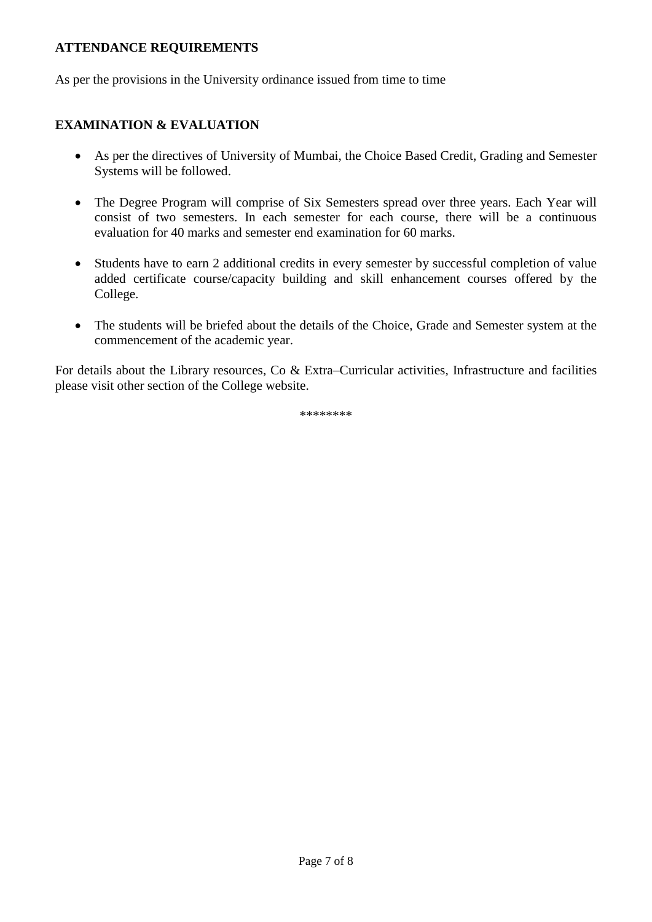## ATTENDANCE REQUIREMENTS

As per the provisions in the University ordinance issued from time to time

## EXAMINATION & EVALUATION

- As per the directives of University of Mumbai, the Choice Based Credit, Grading and Semester Systems will be followed.
- The Degree Program will comprise of Six Semesters spread over three years. Each Year will consist of two semesters. In each semester for each course, there will be a continuous evaluation for 40 marks and semester end examination for 60 marks.
- Students have to earn 2 additional credits in every semester by successful completion of value added certificate course/capacity building and skill enhancement courses offered by the College.
- The students will be briefed about the details of the Choice, Grade and Semester system at the commencement of the academic year.

For details about the Library resources, Co & Extra–Curricular activities, Infrastructure and facilities please visit other section of the College website.

********